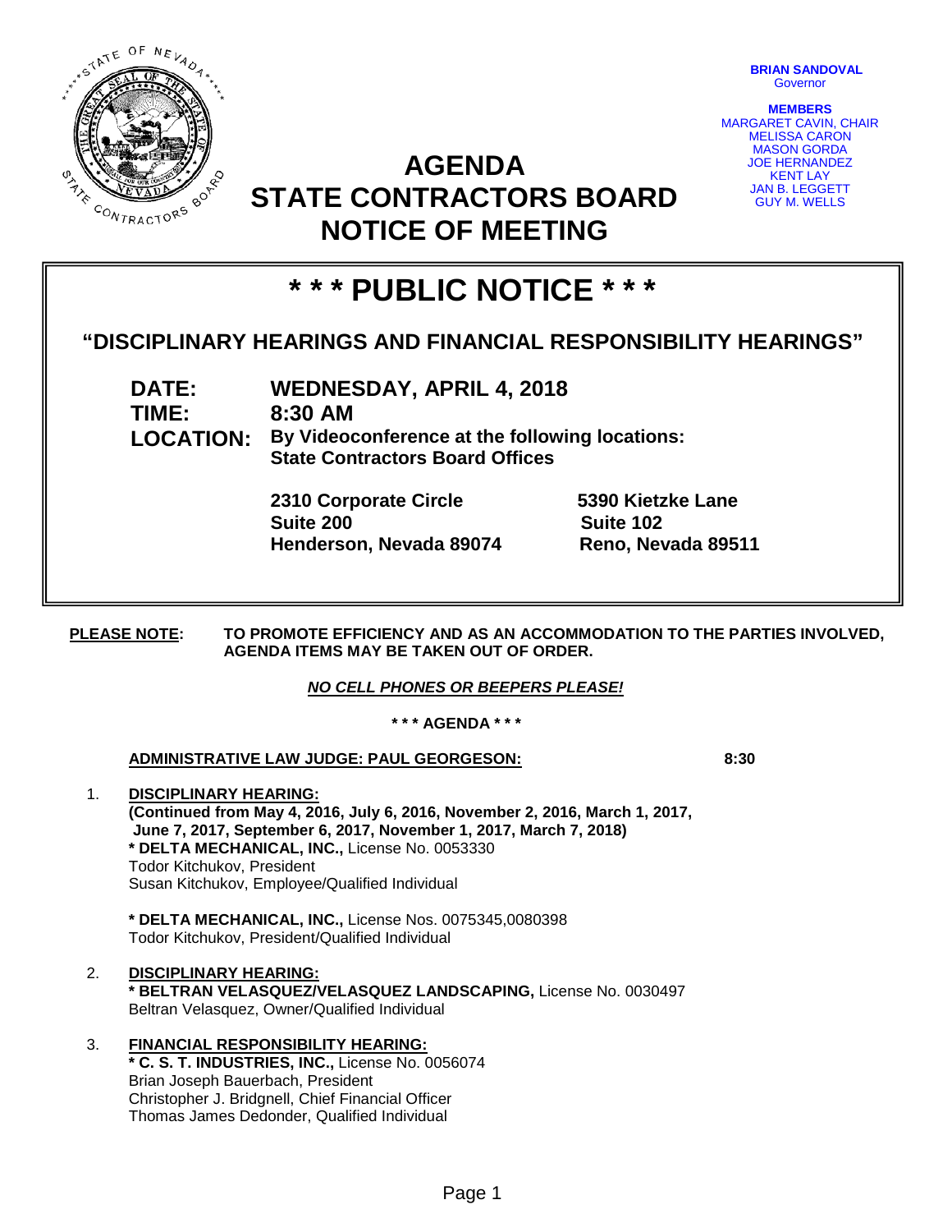**BRIAN SANDOVAL**
Governor

**MEMBERS**
MARGARET CAVIN, CHAIR
MELISSA CARON
MASON GORDA
JOE HERNANDEZ
KENT LAY
JAN B. LEGGETT
GUY M. WELLS

# AGENDA
# STATE CONTRACTORS BOARD
# NOTICE OF MEETING

## * * * PUBLIC NOTICE * * *

### "DISCIPLINARY HEARINGS AND FINANCIAL RESPONSIBILITY HEARINGS"

**DATE:** WEDNESDAY, APRIL 4, 2018
**TIME:** 8:30 AM
**LOCATION:** By Videoconference at the following locations:
State Contractors Board Offices

**2310 Corporate Circle**
**Suite 200**
**Henderson, Nevada 89074**

**5390 Kietzke Lane**
**Suite 102**
**Reno, Nevada 89511**

**PLEASE NOTE:** TO PROMOTE EFFICIENCY AND AS AN ACCOMMODATION TO THE PARTIES INVOLVED, AGENDA ITEMS MAY BE TAKEN OUT OF ORDER.

***NO CELL PHONES OR BEEPERS PLEASE!***

**\* \* \* AGENDA \* \* \***

**ADMINISTRATIVE LAW JUDGE: PAUL GEORGESON:** **8:30**

1. **DISCIPLINARY HEARING:**
   **(Continued from May 4, 2016, July 6, 2016, November 2, 2016, March 1, 2017, June 7, 2017, September 6, 2017, November 1, 2017, March 7, 2018)**
   **\* DELTA MECHANICAL, INC.,** License No. 0053330
   Todor Kitchukov, President
   Susan Kitchukov, Employee/Qualified Individual

   **\* DELTA MECHANICAL, INC.,** License Nos. 0075345,0080398
   Todor Kitchukov, President/Qualified Individual

2. **DISCIPLINARY HEARING:**
   **\* BELTRAN VELASQUEZ/VELASQUEZ LANDSCAPING,** License No. 0030497
   Beltran Velasquez, Owner/Qualified Individual

3. **FINANCIAL RESPONSIBILITY HEARING:**
   **\* C. S. T. INDUSTRIES, INC.,** License No. 0056074
   Brian Joseph Bauerbach, President
   Christopher J. Bridgnell, Chief Financial Officer
   Thomas James Dedonder, Qualified Individual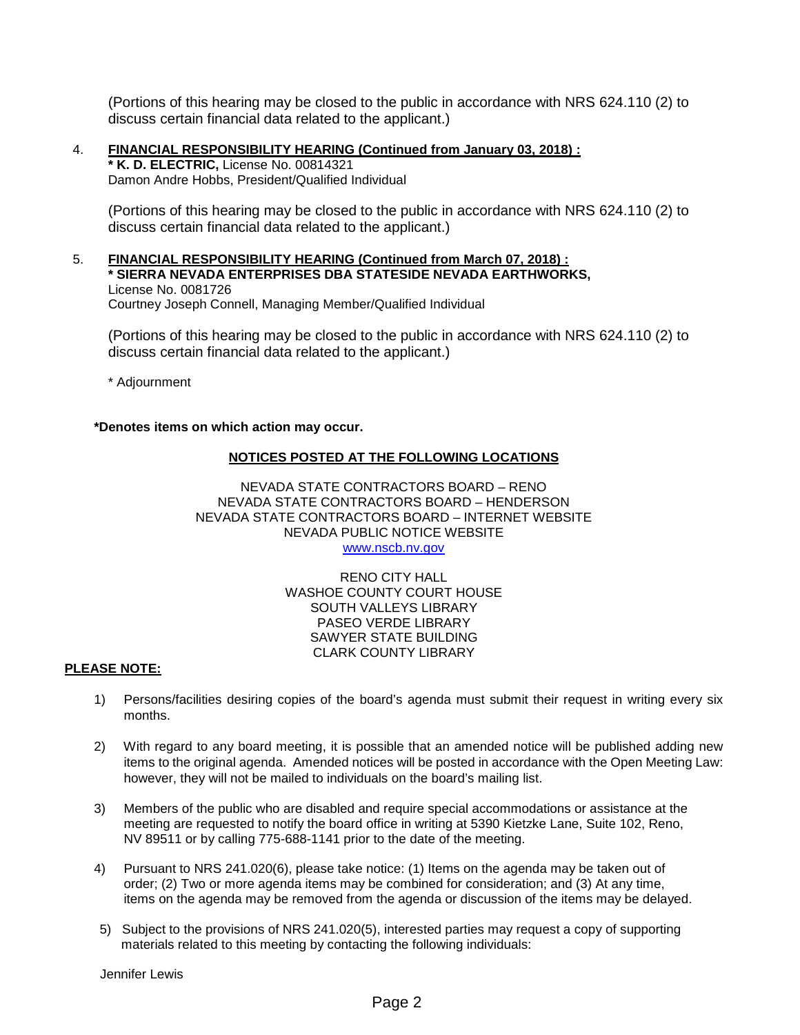(Portions of this hearing may be closed to the public in accordance with NRS 624.110 (2) to discuss certain financial data related to the applicant.)

4. **FINANCIAL RESPONSIBILITY HEARING (Continued from January 03, 2018) :**
   **\* K. D. ELECTRIC,** License No. 00814321
   Damon Andre Hobbs, President/Qualified Individual

   (Portions of this hearing may be closed to the public in accordance with NRS 624.110 (2) to discuss certain financial data related to the applicant.)

5. **FINANCIAL RESPONSIBILITY HEARING (Continued from March 07, 2018) :**
   **\* SIERRA NEVADA ENTERPRISES DBA STATESIDE NEVADA EARTHWORKS,**
   License No. 0081726
   Courtney Joseph Connell, Managing Member/Qualified Individual

   (Portions of this hearing may be closed to the public in accordance with NRS 624.110 (2) to discuss certain financial data related to the applicant.)

   \* Adjournment

**\*Denotes items on which action may occur.**

**NOTICES POSTED AT THE FOLLOWING LOCATIONS**

NEVADA STATE CONTRACTORS BOARD – RENO
NEVADA STATE CONTRACTORS BOARD – HENDERSON
NEVADA STATE CONTRACTORS BOARD – INTERNET WEBSITE
NEVADA PUBLIC NOTICE WEBSITE
www.nscb.nv.gov

RENO CITY HALL
WASHOE COUNTY COURT HOUSE
SOUTH VALLEYS LIBRARY
PASEO VERDE LIBRARY
SAWYER STATE BUILDING
CLARK COUNTY LIBRARY

**PLEASE NOTE:**

1) Persons/facilities desiring copies of the board's agenda must submit their request in writing every six months.

2) With regard to any board meeting, it is possible that an amended notice will be published adding new items to the original agenda. Amended notices will be posted in accordance with the Open Meeting Law: however, they will not be mailed to individuals on the board's mailing list.

3) Members of the public who are disabled and require special accommodations or assistance at the meeting are requested to notify the board office in writing at 5390 Kietzke Lane, Suite 102, Reno, NV 89511 or by calling 775-688-1141 prior to the date of the meeting.

4) Pursuant to NRS 241.020(6), please take notice: (1) Items on the agenda may be taken out of order; (2) Two or more agenda items may be combined for consideration; and (3) At any time, items on the agenda may be removed from the agenda or discussion of the items may be delayed.

5) Subject to the provisions of NRS 241.020(5), interested parties may request a copy of supporting materials related to this meeting by contacting the following individuals:

Jennifer Lewis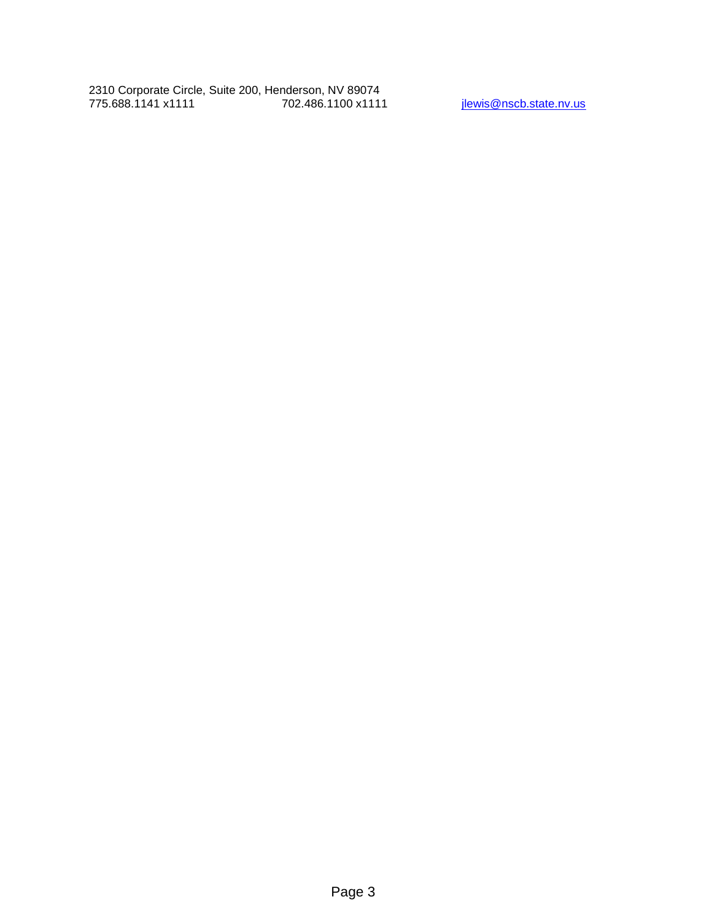2310 Corporate Circle, Suite 200, Henderson, NV 89074
775.688.1141 x1111 702.486.1100 x1111 jlewis@nscb.state.nv.us